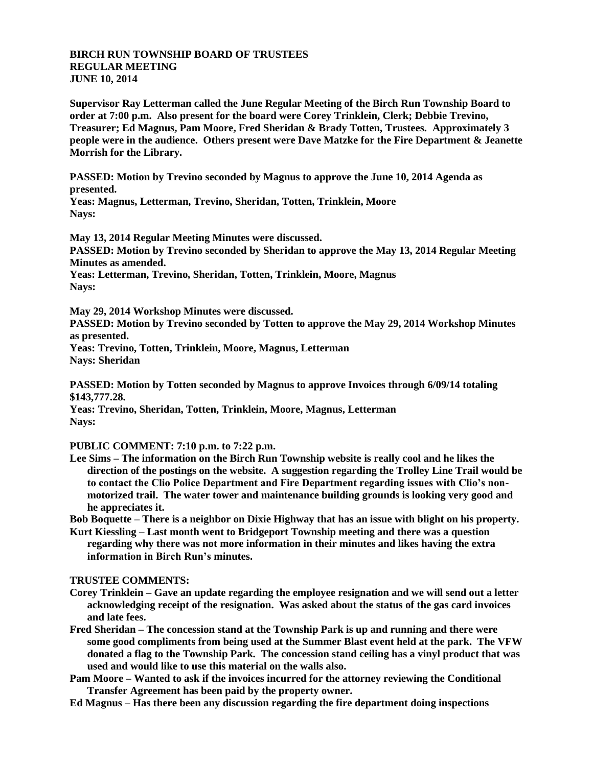**BIRCH RUN TOWNSHIP BOARD OF TRUSTEES**
**REGULAR MEETING**
**JUNE 10, 2014**

**Supervisor Ray Letterman called the June Regular Meeting of the Birch Run Township Board to order at 7:00 p.m. Also present for the board were Corey Trinklein, Clerk; Debbie Trevino, Treasurer; Ed Magnus, Pam Moore, Fred Sheridan & Brady Totten, Trustees. Approximately 3 people were in the audience. Others present were Dave Matzke for the Fire Department & Jeanette Morrish for the Library.**

**PASSED: Motion by Trevino seconded by Magnus to approve the June 10, 2014 Agenda as presented.**
**Yeas: Magnus, Letterman, Trevino, Sheridan, Totten, Trinklein, Moore**
**Nays:**

**May 13, 2014 Regular Meeting Minutes were discussed.**
**PASSED: Motion by Trevino seconded by Sheridan to approve the May 13, 2014 Regular Meeting Minutes as amended.**
**Yeas: Letterman, Trevino, Sheridan, Totten, Trinklein, Moore, Magnus**
**Nays:**

**May 29, 2014 Workshop Minutes were discussed.**
**PASSED: Motion by Trevino seconded by Totten to approve the May 29, 2014 Workshop Minutes as presented.**
**Yeas: Trevino, Totten, Trinklein, Moore, Magnus, Letterman**
**Nays: Sheridan**

**PASSED: Motion by Totten seconded by Magnus to approve Invoices through 6/09/14 totaling $143,777.28.**
**Yeas: Trevino, Sheridan, Totten, Trinklein, Moore, Magnus, Letterman**
**Nays:**

**PUBLIC COMMENT: 7:10 p.m. to 7:22 p.m.**

- **Lee Sims – The information on the Birch Run Township website is really cool and he likes the direction of the postings on the website. A suggestion regarding the Trolley Line Trail would be to contact the Clio Police Department and Fire Department regarding issues with Clio's non-motorized trail. The water tower and maintenance building grounds is looking very good and he appreciates it.**
- **Bob Boquette – There is a neighbor on Dixie Highway that has an issue with blight on his property.**
- **Kurt Kiessling – Last month went to Bridgeport Township meeting and there was a question regarding why there was not more information in their minutes and likes having the extra information in Birch Run's minutes.**

**TRUSTEE COMMENTS:**

- **Corey Trinklein – Gave an update regarding the employee resignation and we will send out a letter acknowledging receipt of the resignation. Was asked about the status of the gas card invoices and late fees.**
- **Fred Sheridan – The concession stand at the Township Park is up and running and there were some good compliments from being used at the Summer Blast event held at the park. The VFW donated a flag to the Township Park. The concession stand ceiling has a vinyl product that was used and would like to use this material on the walls also.**
- **Pam Moore – Wanted to ask if the invoices incurred for the attorney reviewing the Conditional Transfer Agreement has been paid by the property owner.**
- **Ed Magnus – Has there been any discussion regarding the fire department doing inspections**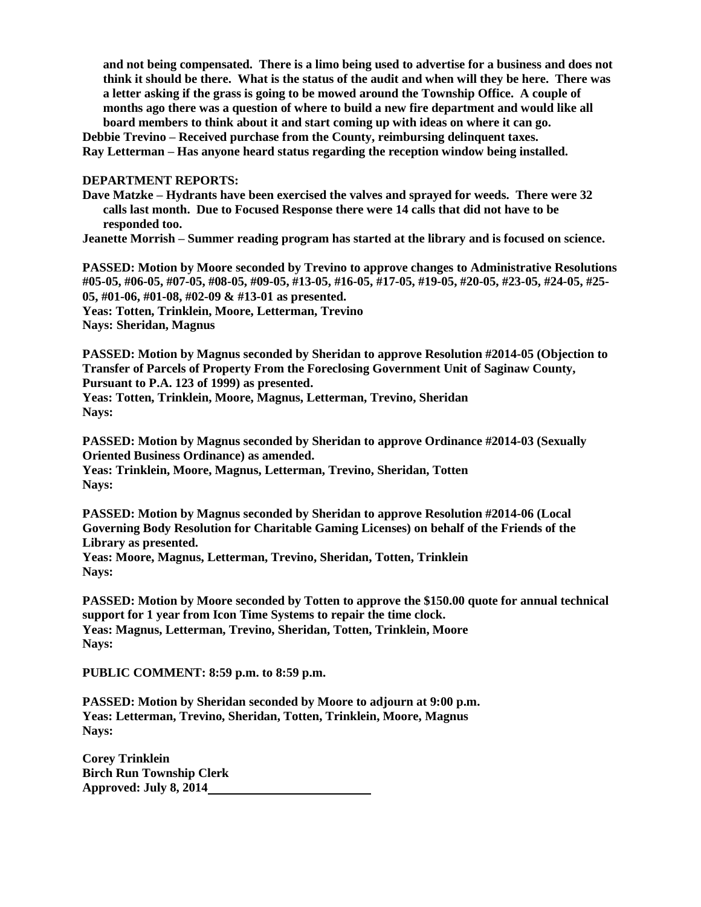**and not being compensated. There is a limo being used to advertise for a business and does not think it should be there. What is the status of the audit and when will they be here. There was a letter asking if the grass is going to be mowed around the Township Office. A couple of months ago there was a question of where to build a new fire department and would like all board members to think about it and start coming up with ideas on where it can go.**

**Debbie Trevino – Received purchase from the County, reimbursing delinquent taxes.**

**Ray Letterman – Has anyone heard status regarding the reception window being installed.**

**DEPARTMENT REPORTS:**

**Dave Matzke – Hydrants have been exercised the valves and sprayed for weeds. There were 32 calls last month. Due to Focused Response there were 14 calls that did not have to be responded too.**

**Jeanette Morrish – Summer reading program has started at the library and is focused on science.**

**PASSED: Motion by Moore seconded by Trevino to approve changes to Administrative Resolutions #05-05, #06-05, #07-05, #08-05, #09-05, #13-05, #16-05, #17-05, #19-05, #20-05, #23-05, #24-05, #25-05, #01-06, #01-08, #02-09 & #13-01 as presented.**
**Yeas: Totten, Trinklein, Moore, Letterman, Trevino**
**Nays: Sheridan, Magnus**

**PASSED: Motion by Magnus seconded by Sheridan to approve Resolution #2014-05 (Objection to Transfer of Parcels of Property From the Foreclosing Government Unit of Saginaw County, Pursuant to P.A. 123 of 1999) as presented.**
**Yeas: Totten, Trinklein, Moore, Magnus, Letterman, Trevino, Sheridan**
**Nays:**

**PASSED: Motion by Magnus seconded by Sheridan to approve Ordinance #2014-03 (Sexually Oriented Business Ordinance) as amended.**
**Yeas: Trinklein, Moore, Magnus, Letterman, Trevino, Sheridan, Totten**
**Nays:**

**PASSED: Motion by Magnus seconded by Sheridan to approve Resolution #2014-06 (Local Governing Body Resolution for Charitable Gaming Licenses) on behalf of the Friends of the Library as presented.**
**Yeas: Moore, Magnus, Letterman, Trevino, Sheridan, Totten, Trinklein**
**Nays:**

**PASSED: Motion by Moore seconded by Totten to approve the $150.00 quote for annual technical support for 1 year from Icon Time Systems to repair the time clock.**
**Yeas: Magnus, Letterman, Trevino, Sheridan, Totten, Trinklein, Moore**
**Nays:**

**PUBLIC COMMENT: 8:59 p.m. to 8:59 p.m.**

**PASSED: Motion by Sheridan seconded by Moore to adjourn at 9:00 p.m.**
**Yeas: Letterman, Trevino, Sheridan, Totten, Trinklein, Moore, Magnus**
**Nays:**

**Corey Trinklein**
**Birch Run Township Clerk**
**Approved: July 8, 2014**\_\_\_\_\_\_\_\_\_\_\_\_\_\_\_\_\_\_\_\_\_\_\_\_\_\_